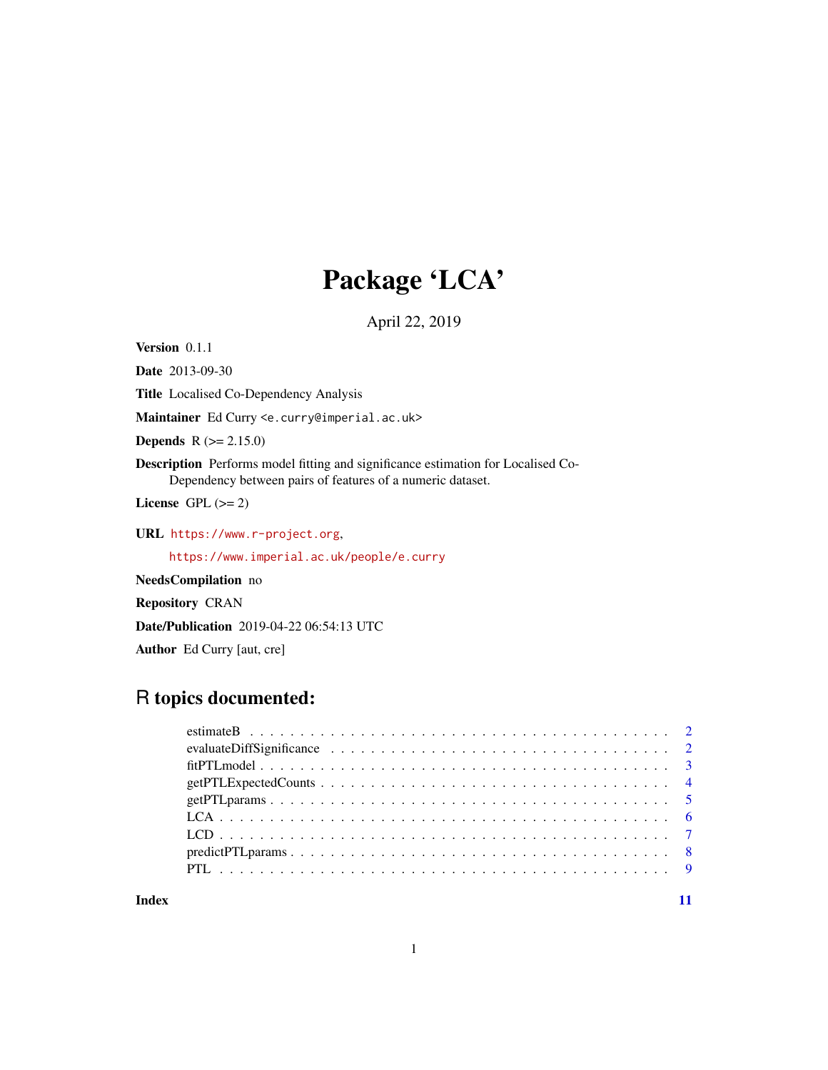# Package 'LCA'

April 22, 2019

**Version** 0.1.1

**Date** 2013-09-30

**Title** Localised Co-Dependency Analysis

**Maintainer** Ed Curry <e.curry@imperial.ac.uk>

**Depends** R (>= 2.15.0)

**Description** Performs model fitting and significance estimation for Localised Co-Dependency between pairs of features of a numeric dataset.

**License** GPL (>= 2)

**URL** https://www.r-project.org,
https://www.imperial.ac.uk/people/e.curry

**NeedsCompilation** no

**Repository** CRAN

**Date/Publication** 2019-04-22 06:54:13 UTC

**Author** Ed Curry [aut, cre]

## R topics documented:

- estimateB . . . . . . . . . . . . . . . . . . . . . . . . . . . . . . . . . . . . . . . . 2
- evaluateDiffSignificance . . . . . . . . . . . . . . . . . . . . . . . . . . . . . . . . . 2
- fitPTLmodel . . . . . . . . . . . . . . . . . . . . . . . . . . . . . . . . . . . . . . . . 3
- getPTLExpectedCounts . . . . . . . . . . . . . . . . . . . . . . . . . . . . . . . . . . 4
- getPTLparams . . . . . . . . . . . . . . . . . . . . . . . . . . . . . . . . . . . . . . . 5
- LCA . . . . . . . . . . . . . . . . . . . . . . . . . . . . . . . . . . . . . . . . . . . . 6
- LCD . . . . . . . . . . . . . . . . . . . . . . . . . . . . . . . . . . . . . . . . . . . . 7
- predictPTLparams . . . . . . . . . . . . . . . . . . . . . . . . . . . . . . . . . . . . 8
- PTL . . . . . . . . . . . . . . . . . . . . . . . . . . . . . . . . . . . . . . . . . . . . 9

**Index** 11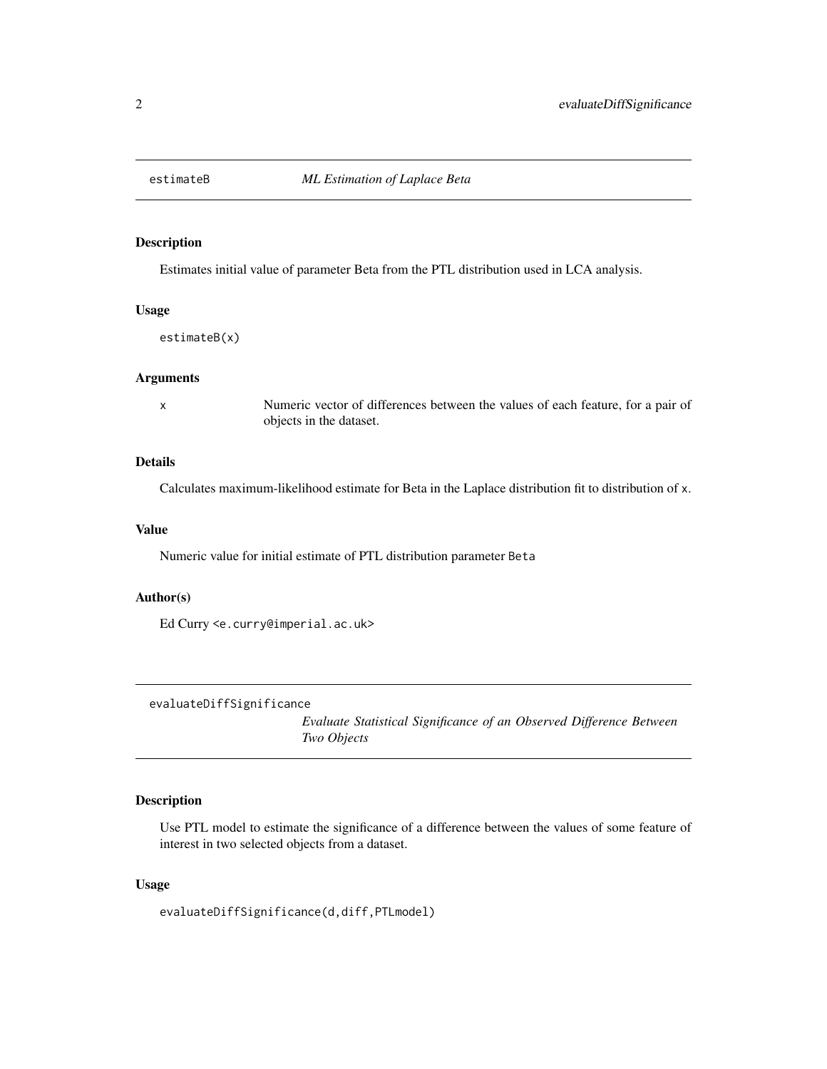## estimateB *ML Estimation of Laplace Beta*

### Description

Estimates initial value of parameter Beta from the PTL distribution used in LCA analysis.

### Usage

```
estimateB(x)
```

### Arguments

| | |
|---|---|
| `x` | Numeric vector of differences between the values of each feature, for a pair of objects in the dataset. |

### Details

Calculates maximum-likelihood estimate for Beta in the Laplace distribution fit to distribution of `x`.

### Value

Numeric value for initial estimate of PTL distribution parameter `Beta`

### Author(s)

Ed Curry <e.curry@imperial.ac.uk>

## evaluateDiffSignificance *Evaluate Statistical Significance of an Observed Difference Between Two Objects*

### Description

Use PTL model to estimate the significance of a difference between the values of some feature of interest in two selected objects from a dataset.

### Usage

```
evaluateDiffSignificance(d,diff,PTLmodel)
```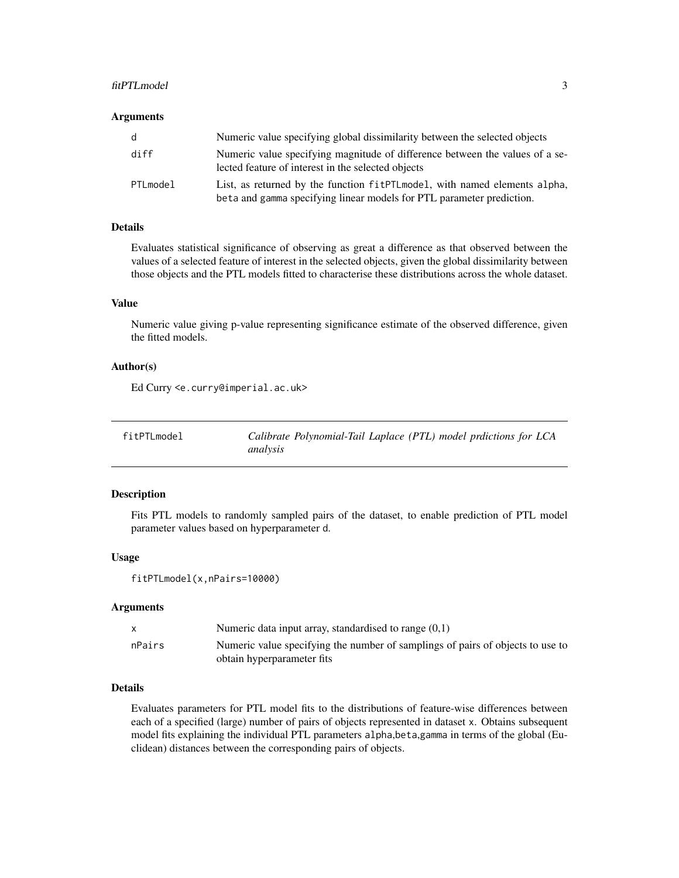### Arguments

| | |
|---|---|
| d | Numeric value specifying global dissimilarity between the selected objects |
| diff | Numeric value specifying magnitude of difference between the values of a selected feature of interest in the selected objects |
| PTLmodel | List, as returned by the function fitPTLmodel, with named elements alpha, beta and gamma specifying linear models for PTL parameter prediction. |

### Details

Evaluates statistical significance of observing as great a difference as that observed between the values of a selected feature of interest in the selected objects, given the global dissimilarity between those objects and the PTL models fitted to characterise these distributions across the whole dataset.

### Value

Numeric value giving p-value representing significance estimate of the observed difference, given the fitted models.

### Author(s)

Ed Curry <e.curry@imperial.ac.uk>

---

## fitPTLmodel — *Calibrate Polynomial-Tail Laplace (PTL) model prdictions for LCA analysis*

---

### Description

Fits PTL models to randomly sampled pairs of the dataset, to enable prediction of PTL model parameter values based on hyperparameter d.

### Usage

```
fitPTLmodel(x,nPairs=10000)
```

### Arguments

| | |
|---|---|
| x | Numeric data input array, standardised to range (0,1) |
| nPairs | Numeric value specifying the number of samplings of pairs of objects to use to obtain hyperparameter fits |

### Details

Evaluates parameters for PTL model fits to the distributions of feature-wise differences between each of a specified (large) number of pairs of objects represented in dataset x. Obtains subsequent model fits explaining the individual PTL parameters alpha,beta,gamma in terms of the global (Euclidean) distances between the corresponding pairs of objects.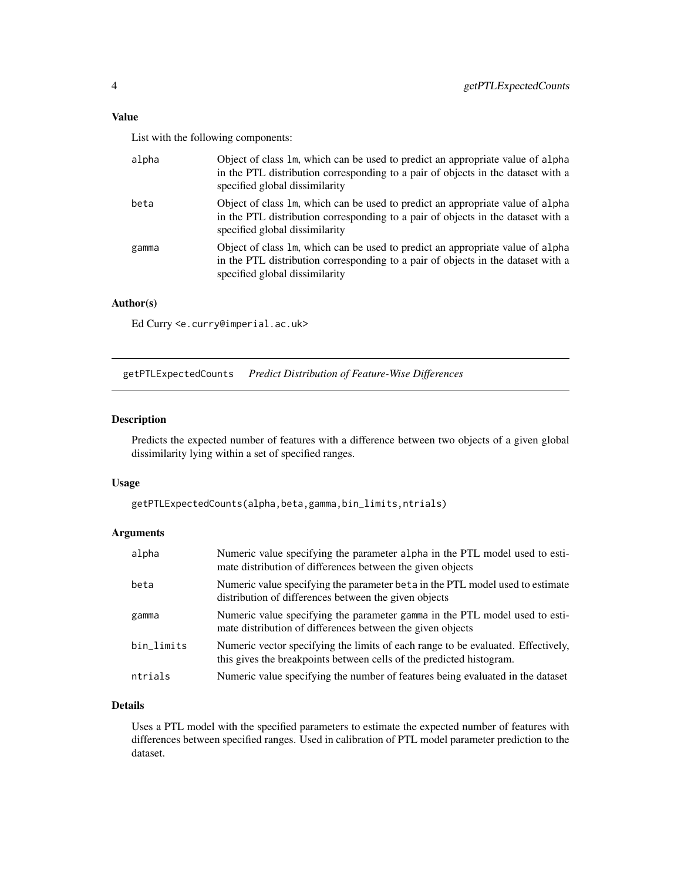### Value

List with the following components:

| | |
|---|---|
| alpha | Object of class lm, which can be used to predict an appropriate value of alpha in the PTL distribution corresponding to a pair of objects in the dataset with a specified global dissimilarity |
| beta | Object of class lm, which can be used to predict an appropriate value of alpha in the PTL distribution corresponding to a pair of objects in the dataset with a specified global dissimilarity |
| gamma | Object of class lm, which can be used to predict an appropriate value of alpha in the PTL distribution corresponding to a pair of objects in the dataset with a specified global dissimilarity |

### Author(s)

Ed Curry <e.curry@imperial.ac.uk>

---

## getPTLExpectedCounts *Predict Distribution of Feature-Wise Differences*

### Description

Predicts the expected number of features with a difference between two objects of a given global dissimilarity lying within a set of specified ranges.

### Usage

```
getPTLExpectedCounts(alpha,beta,gamma,bin_limits,ntrials)
```

### Arguments

| | |
|---|---|
| alpha | Numeric value specifying the parameter alpha in the PTL model used to estimate distribution of differences between the given objects |
| beta | Numeric value specifying the parameter beta in the PTL model used to estimate distribution of differences between the given objects |
| gamma | Numeric value specifying the parameter gamma in the PTL model used to estimate distribution of differences between the given objects |
| bin_limits | Numeric vector specifying the limits of each range to be evaluated. Effectively, this gives the breakpoints between cells of the predicted histogram. |
| ntrials | Numeric value specifying the number of features being evaluated in the dataset |

### Details

Uses a PTL model with the specified parameters to estimate the expected number of features with differences between specified ranges. Used in calibration of PTL model parameter prediction to the dataset.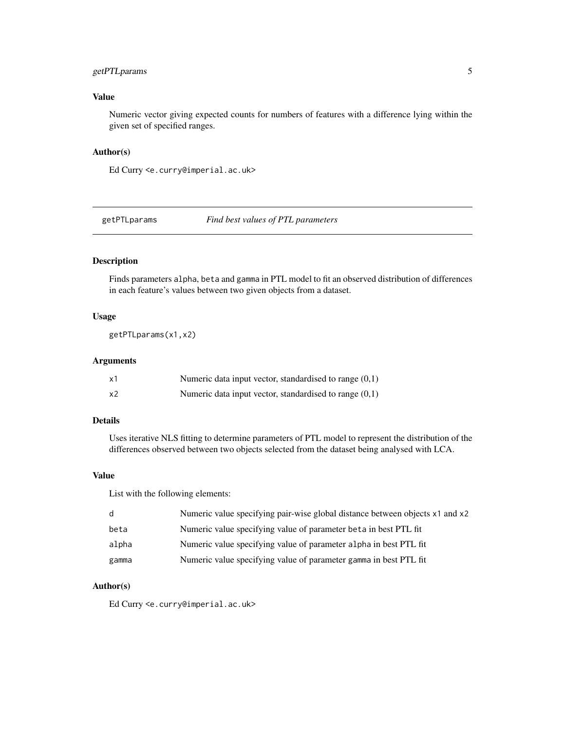## Value

Numeric vector giving expected counts for numbers of features with a difference lying within the given set of specified ranges.

## Author(s)

Ed Curry <e.curry@imperial.ac.uk>

---

# getPTLparams *Find best values of PTL parameters*

---

## Description

Finds parameters `alpha`, `beta` and `gamma` in PTL model to fit an observed distribution of differences in each feature's values between two given objects from a dataset.

## Usage

```
getPTLparams(x1,x2)
```

## Arguments

| | |
|---|---|
| `x1` | Numeric data input vector, standardised to range (0,1) |
| `x2` | Numeric data input vector, standardised to range (0,1) |

## Details

Uses iterative NLS fitting to determine parameters of PTL model to represent the distribution of the differences observed between two objects selected from the dataset being analysed with LCA.

## Value

List with the following elements:

| | |
|---|---|
| `d` | Numeric value specifying pair-wise global distance between objects `x1` and `x2` |
| `beta` | Numeric value specifying value of parameter `beta` in best PTL fit |
| `alpha` | Numeric value specifying value of parameter `alpha` in best PTL fit |
| `gamma` | Numeric value specifying value of parameter `gamma` in best PTL fit |

## Author(s)

Ed Curry <e.curry@imperial.ac.uk>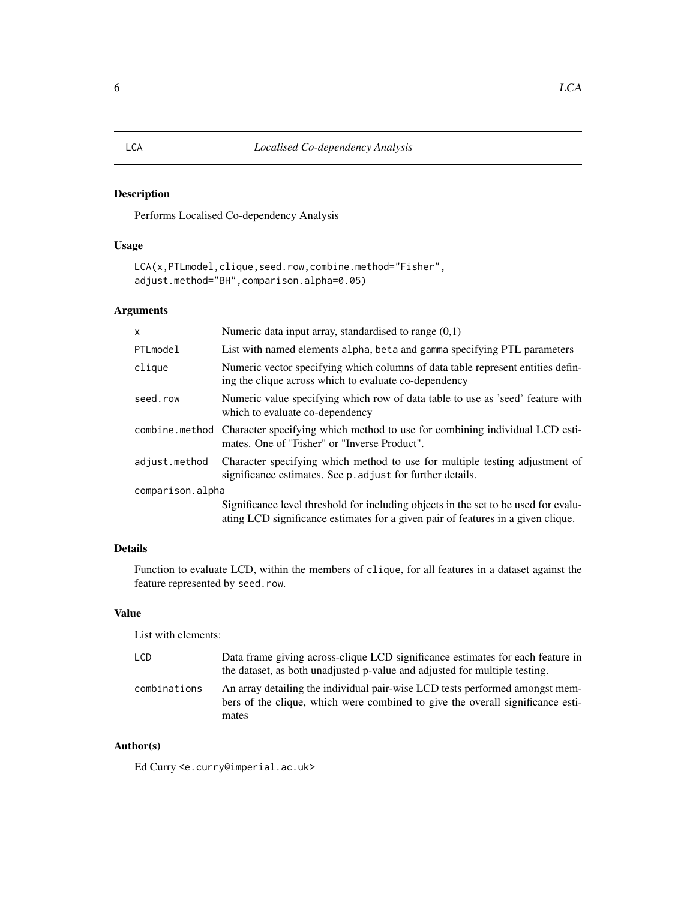# LCA — *Localised Co-dependency Analysis*

## Description

Performs Localised Co-dependency Analysis

## Usage

```
LCA(x,PTLmodel,clique,seed.row,combine.method="Fisher",
adjust.method="BH",comparison.alpha=0.05)
```

## Arguments

| Argument | Description |
|---|---|
| `x` | Numeric data input array, standardised to range (0,1) |
| `PTLmodel` | List with named elements `alpha`, `beta` and `gamma` specifying PTL parameters |
| `clique` | Numeric vector specifying which columns of data table represent entities defining the clique across which to evaluate co-dependency |
| `seed.row` | Numeric value specifying which row of data table to use as 'seed' feature with which to evaluate co-dependency |
| `combine.method` | Character specifying which method to use for combining individual LCD estimates. One of "Fisher" or "Inverse Product". |
| `adjust.method` | Character specifying which method to use for multiple testing adjustment of significance estimates. See `p.adjust` for further details. |
| `comparison.alpha` | Significance level threshold for including objects in the set to be used for evaluating LCD significance estimates for a given pair of features in a given clique. |

## Details

Function to evaluate LCD, within the members of `clique`, for all features in a dataset against the feature represented by `seed.row`.

## Value

List with elements:

| Element | Description |
|---|---|
| `LCD` | Data frame giving across-clique LCD significance estimates for each feature in the dataset, as both unadjusted p-value and adjusted for multiple testing. |
| `combinations` | An array detailing the individual pair-wise LCD tests performed amongst members of the clique, which were combined to give the overall significance estimates |

## Author(s)

Ed Curry <e.curry@imperial.ac.uk>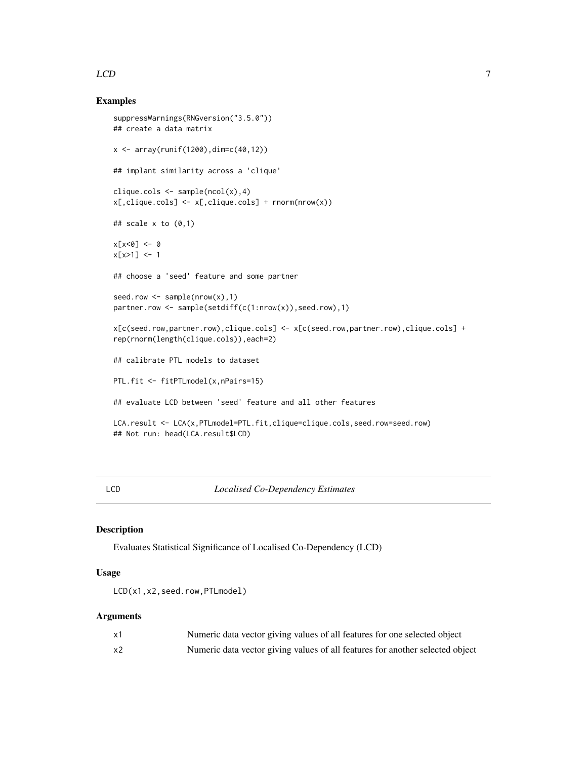## Examples

```
suppressWarnings(RNGversion("3.5.0"))
## create a data matrix

x <- array(runif(1200),dim=c(40,12))

## implant similarity across a 'clique'

clique.cols <- sample(ncol(x),4)
x[,clique.cols] <- x[,clique.cols] + rnorm(nrow(x))

## scale x to (0,1)

x[x<0] <- 0
x[x>1] <- 1

## choose a 'seed' feature and some partner

seed.row <- sample(nrow(x),1)
partner.row <- sample(setdiff(c(1:nrow(x)),seed.row),1)

x[c(seed.row,partner.row),clique.cols] <- x[c(seed.row,partner.row),clique.cols] +
rep(rnorm(length(clique.cols)),each=2)

## calibrate PTL models to dataset

PTL.fit <- fitPTLmodel(x,nPairs=15)

## evaluate LCD between 'seed' feature and all other features

LCA.result <- LCA(x,PTLmodel=PTL.fit,clique=clique.cols,seed.row=seed.row)
## Not run: head(LCA.result$LCD)
```

# LCD — *Localised Co-Dependency Estimates*

## Description

Evaluates Statistical Significance of Localised Co-Dependency (LCD)

## Usage

```
LCD(x1,x2,seed.row,PTLmodel)
```

## Arguments

| | |
|---|---|
| `x1` | Numeric data vector giving values of all features for one selected object |
| `x2` | Numeric data vector giving values of all features for another selected object |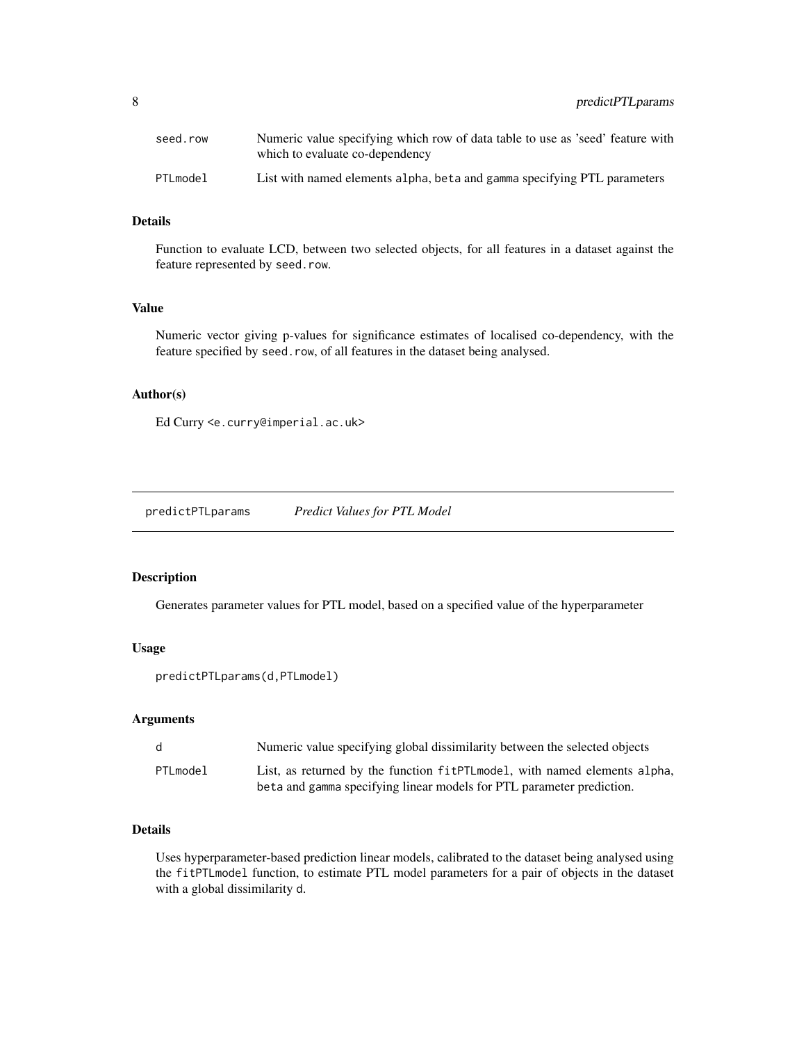| | |
|---|---|
| seed.row | Numeric value specifying which row of data table to use as 'seed' feature with which to evaluate co-dependency |
| PTLmodel | List with named elements alpha, beta and gamma specifying PTL parameters |

### Details

Function to evaluate LCD, between two selected objects, for all features in a dataset against the feature represented by seed.row.

### Value

Numeric vector giving p-values for significance estimates of localised co-dependency, with the feature specified by seed.row, of all features in the dataset being analysed.

### Author(s)

Ed Curry <e.curry@imperial.ac.uk>

---

## predictPTLparams *Predict Values for PTL Model*

### Description

Generates parameter values for PTL model, based on a specified value of the hyperparameter

### Usage

```
predictPTLparams(d,PTLmodel)
```

### Arguments

| | |
|---|---|
| d | Numeric value specifying global dissimilarity between the selected objects |
| PTLmodel | List, as returned by the function fitPTLmodel, with named elements alpha, beta and gamma specifying linear models for PTL parameter prediction. |

### Details

Uses hyperparameter-based prediction linear models, calibrated to the dataset being analysed using the fitPTLmodel function, to estimate PTL model parameters for a pair of objects in the dataset with a global dissimilarity d.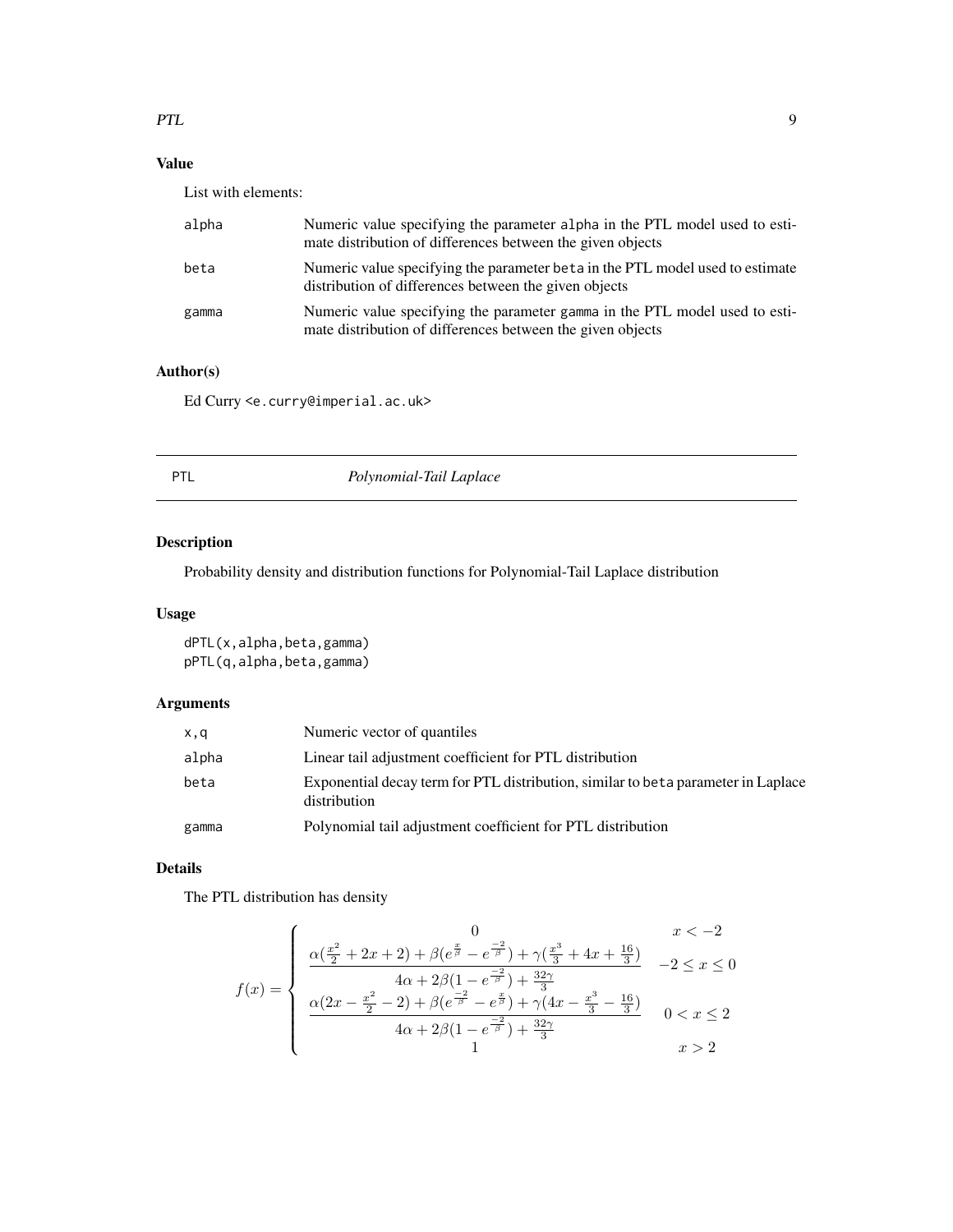## Value

List with elements:

| | |
|---|---|
| alpha | Numeric value specifying the parameter alpha in the PTL model used to estimate distribution of differences between the given objects |
| beta | Numeric value specifying the parameter beta in the PTL model used to estimate distribution of differences between the given objects |
| gamma | Numeric value specifying the parameter gamma in the PTL model used to estimate distribution of differences between the given objects |

## Author(s)

Ed Curry <e.curry@imperial.ac.uk>

---

# PTL *Polynomial-Tail Laplace*

---

## Description

Probability density and distribution functions for Polynomial-Tail Laplace distribution

## Usage

```
dPTL(x,alpha,beta,gamma)
pPTL(q,alpha,beta,gamma)
```

## Arguments

| | |
|---|---|
| x,q | Numeric vector of quantiles |
| alpha | Linear tail adjustment coefficient for PTL distribution |
| beta | Exponential decay term for PTL distribution, similar to beta parameter in Laplace distribution |
| gamma | Polynomial tail adjustment coefficient for PTL distribution |

## Details

The PTL distribution has density

$$f(x) = \begin{cases} 0 & x < -2 \\ \dfrac{\alpha(\frac{x^2}{2} + 2x + 2) + \beta(e^{\frac{x}{\beta}} - e^{\frac{-2}{\beta}}) + \gamma(\frac{x^3}{3} + 4x + \frac{16}{3})}{4\alpha + 2\beta(1 - e^{\frac{-2}{\beta}}) + \frac{32\gamma}{3}} & -2 \leq x \leq 0 \\ \dfrac{\alpha(2x - \frac{x^2}{2} - 2) + \beta(e^{\frac{-2}{\beta}} - e^{\frac{x}{\beta}}) + \gamma(4x - \frac{x^3}{3} - \frac{16}{3})}{4\alpha + 2\beta(1 - e^{\frac{-2}{\beta}}) + \frac{32\gamma}{3}} & 0 < x \leq 2 \\ 1 & x > 2 \end{cases}$$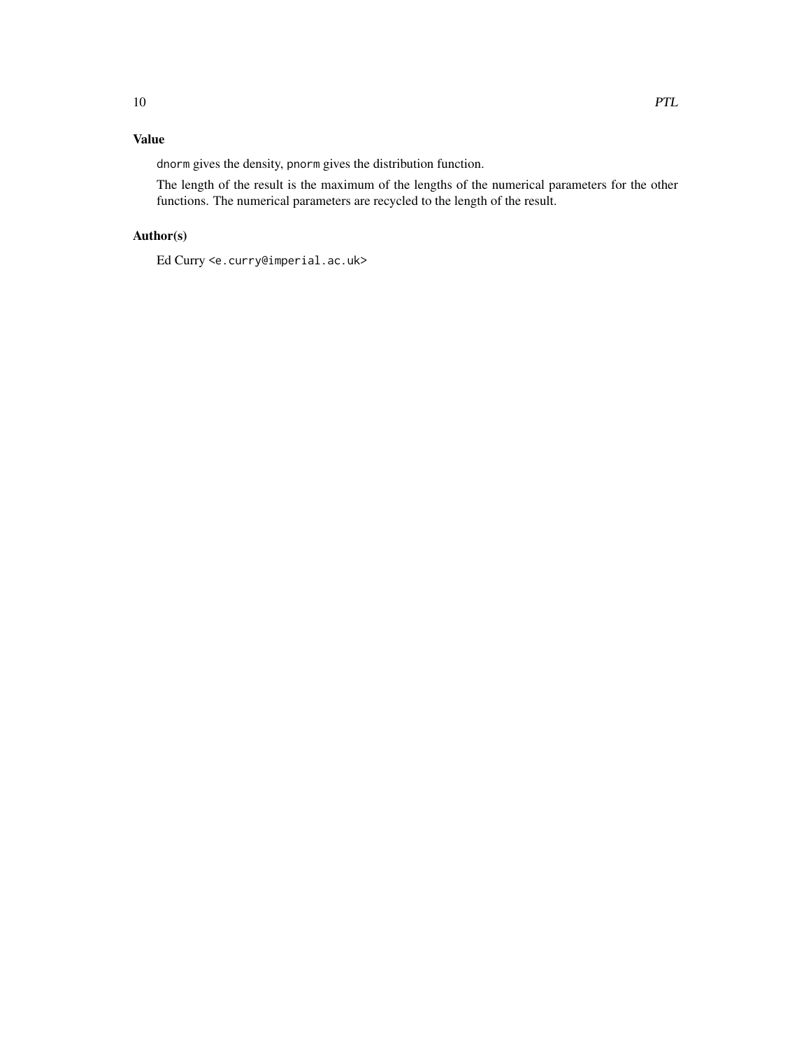### Value

`dnorm` gives the density, `pnorm` gives the distribution function.

The length of the result is the maximum of the lengths of the numerical parameters for the other functions. The numerical parameters are recycled to the length of the result.

### Author(s)

Ed Curry <e.curry@imperial.ac.uk>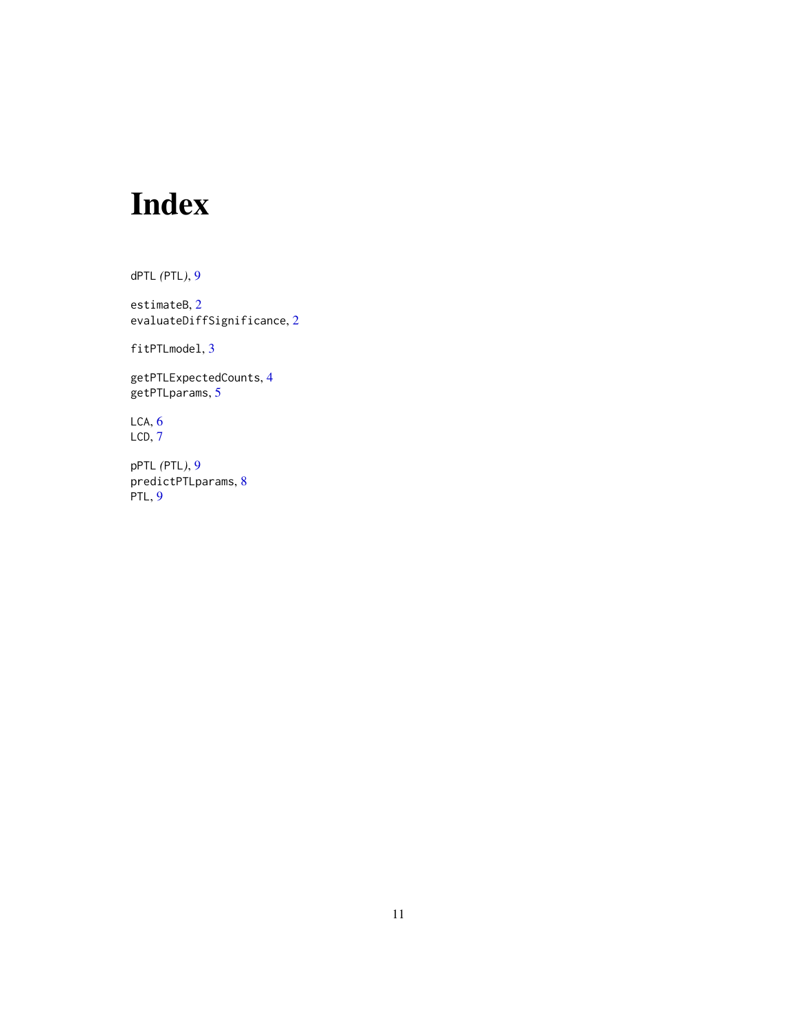# Index

dPTL *(*PTL*)*, 9

estimateB, 2
evaluateDiffSignificance, 2

fitPTLmodel, 3

getPTLExpectedCounts, 4
getPTLparams, 5

LCA, 6
LCD, 7

pPTL *(*PTL*)*, 9
predictPTLparams, 8
PTL, 9